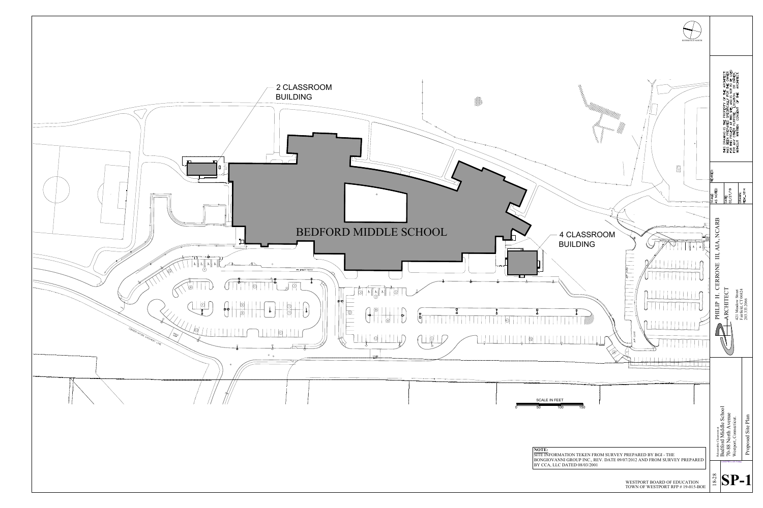2 CLASSROOM BUILDING

BEDFORD MIDDLE SCHOOL

4 CLASSROOM BUILDING

SCALE IN FEET

0 50 100 150

**NOTE:**
SITE INFORMATION TEKEN FROM SURVEY PREPARED BY BGI - THE BONGIOVANNI GROUP INC., REV. DATE 09/07/2012 AND FROM SURVEY PREPARED BY CCA, LLC DATED 08/03/2001

WESTPORT BOARD OF EDUCATION
TOWN OF WESTPORT RFP # 19-015-BOE

THIS DRAWING IS THE PROPERTY OF THE ARCHITECT AND HAS BEEN PREPARED SPECIFICALLY FOR THE OWNER FOR THIS PROJECT AT THIS SITE, AND IS NOT TO BE USED FOR ANY OTHER PURPOSE, LOCATION OR OWNER, WITHOUT WRITTEN CONSENT OF THE ARCHITECT.

SCALE: AS NOTED

DATE: 02/27/19

DRAWN: REH_1814

REVISED:

PHILIP H. CERRONE III, AIA, NCARB
ARCHITECT
421 Meadow Street
Fairfield, CT 06824
203.333.2066

Relocatable Classroom at
Bedford Middle School
70-88 North Avenue
Westport, Connecticut.

Proposed Site Plan

18-28

SP-1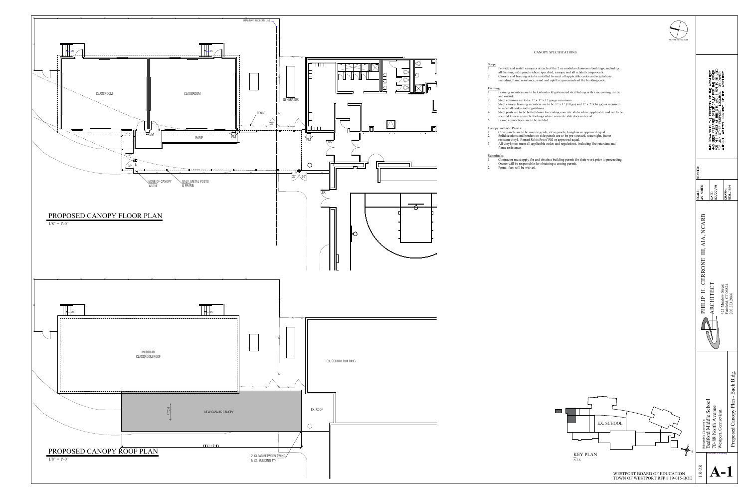# PROPOSED CANOPY FLOOR PLAN

1/8" = 1'-0"

CLASSROOM

CLASSROOM

GENERATOR

FENCE

RAMP

EDGE OF CANOPY ABOVE

GALV. METAL POSTS & FRAME

IMAGINARY PROPERTY LINE

# PROPOSED CANOPY ROOF PLAN

1/8" = 1'-0"

MODULAR CLASSROOM ROOF

EX. SCHOOL BUILDING

NEW CANVAS CANOPY

PITCH

EX. ROOF

2" CLEAR BETWEEN AWNING & EX. BUILDING TYP.

## CANOPY SPECIFICATIONS

Scope:

1. Provide and install canopies at each of the 2 ne modular classroom buildings, including all framing, side panels where specified, canopy and all related components.
2. Canopy and framing is to be installed to meet all applicable codes and regulations, including flame resistance, wind and uplift requirements of the building code.

Framing:

1. Framing members are to be Gatorshield galvanized steel tubing with zinc coating inside and outside.
2. Steel columns are to be 3" x 3" x 12 gauge minimum.
3. Steel canopy framing members are to be 1" x 1" (18 ga) and 1" x 2" (16 ga) as required to meet all codes and regulations.
4. Steel posts are to be bolted down to existing concrete slabs where applicable and are to be secured to new concrete footings where concrete slab does not exist.
5. Frame connections are to be welded.

Canopy and side Panels:

1. Clear panels are to be marine grade, clear panels, Isinglass or approved equal.
2. Solid sections and borders on side panels are to be pre-stressed, watertight, frame resistant vinyl. Ferrari Soltis Proof 502 or approved equal.
3. All vinyl must meet all applicable codes and regulations, including fire retardant and flame resistance.

Submittals:

1. Contractor must apply for and obtain a building permit for their work prior to proceeding. Owner will be responsible for obtaining a zoning permit.
2. Permit fees will be waived.

KEY PLAN
N.T.S.

EX. SCHOOL

WESTPORT BOARD OF EDUCATION
TOWN OF WESTPORT RFP # 19-015-BOE

THIS DRAWING IS THE PROPERTY OF THE ARCHITECT AND HAS BEEN PREPARED SPECIFICALLY FOR THE OWNER FOR THIS PROJECT AT THIS SITE, AND IS NOT TO BE USED FOR ANY OTHER PURPOSE OR LOCATION WITHOUT WRITTEN CONSENT OF THE ARCHITECT.

SCALE: AS NOTED
DATE: 02/27/19
DRAWN: REW_1814
REVISED:

PHILIP H. CERRONE III, AIA, NCARB
ARCHITECT
421 Meadow Street
Fairfield, CT 06824
203 333 2066

Relocatable Classroom at
Bedford Middle School
70-88 North Avenue
Westport, Connecticut.

Proposed Canopy Plan - Back Bldg.

18-28

A-1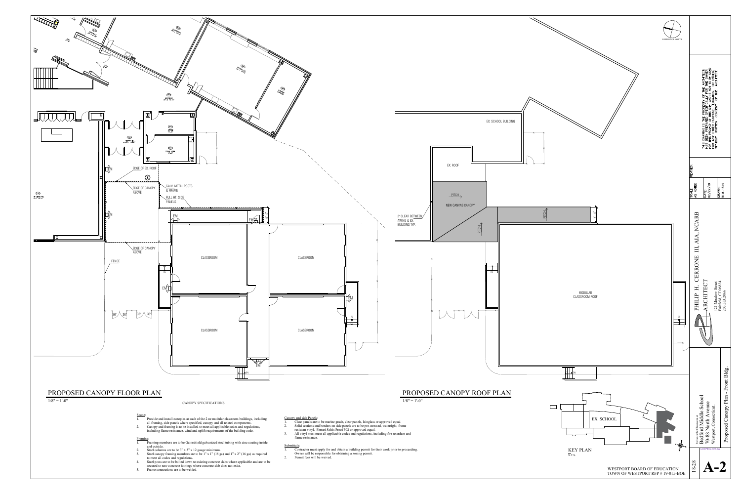## PROPOSED CANOPY FLOOR PLAN

1/8" = 1'-0"

EDGE OF EX. ROOF

EDGE OF CANOPY ABOVE

GALV. METAL POSTS & FRAME

FULL HT. SIDE PANELS

EDGE OF CANOPY ABOVE

FENCE

CLASSROOM

CLASSROOM

CLASSROOM

CLASSROOM

## PROPOSED CANOPY ROOF PLAN

1/8" = 1'-0"

EX. SCHOOL BUILDING

EX. ROOF

PITCH

NEW CANVAS CANOPY

2" CLEAR BETWEEN AWING & EX. BUILDING TYP.

PITCH

PITCH

MODULAR CLASSROOM ROOF

REFERENCE NORTH

KEY PLAN

N.T.S.

EX. SCHOOL

### CANOPY SPECIFICATIONS

Scope:

1. Provide and install canopies at each of the 2 ne modular classroom buildings, including all framing, side panels where specified, canopy and all related components.
2. Canopy and framing is to be installed to meet all applicable codes and regulations, including flame resistance, wind and uplift requirements of the building code.

Framing:

1. Framing members are to be Gatorshield galvanized steel tubing with zinc coating inside and outside.
2. Steel columns are to be 3" x 3" x 12 gauge minimum.
3. Steel canopy framing members are to be 1" x 1" (18 ga) and 1" x 2" (16 ga) as required to meet all codes and regulations.
4. Steel posts are to be bolted down to existing concrete slabs where applicable and are to be secured to new concrete footings where concrete slab does not exist.
5. Frame connections are to be welded.

Canopy and side Panels:

1. Clear panels are to be marine grade, clear panels, Isinglass or approved equal.
2. Solid sections and borders on side panels are to be pre-stressed, watertight, frame resistant vinyl. Ferrari Soltis Proof 502 or approved equal.
3. All vinyl must meet all applicable codes and regulations, including fire retardant and flame resistance.

Submittals:

1. Contractor must apply for and obtain a building permit for their work prior to proceeding. Owner will be responsible for obtaining a zoning permit.
2. Permit fees will be waived.

WESTPORT BOARD OF EDUCATION
TOWN OF WESTPORT RFP # 19-015-BOE

THIS DRAWING IS THE PROPERTY OF THE ARCHITECT. HAS BEEN PREPARED SPECIFICALLY FOR THE OWNER FOR THIS PROJECT AT THIS SITE, AND IS NOT TO BE USED FOR ANY OTHER PURPOSE OR LOCATION, OR OWNER, WITHOUT WRITTEN CONSENT OF THE ARCHITECT.

REVISED:

SCALE: AS NOTED

DATE: 02/27/19

DRAWN: REV_1814

PHILIP H. CERRONE III, AIA, NCARB
ARCHITECT
421 Meadow Street
Fairfield, CT 06824
203 333 2066

Relocatable Classroom at
Bedford Middle School
70-88 North Avenue
Westport, Connecticut.

Proposed Canopy Plan - Front Bldg.

18-28

A-2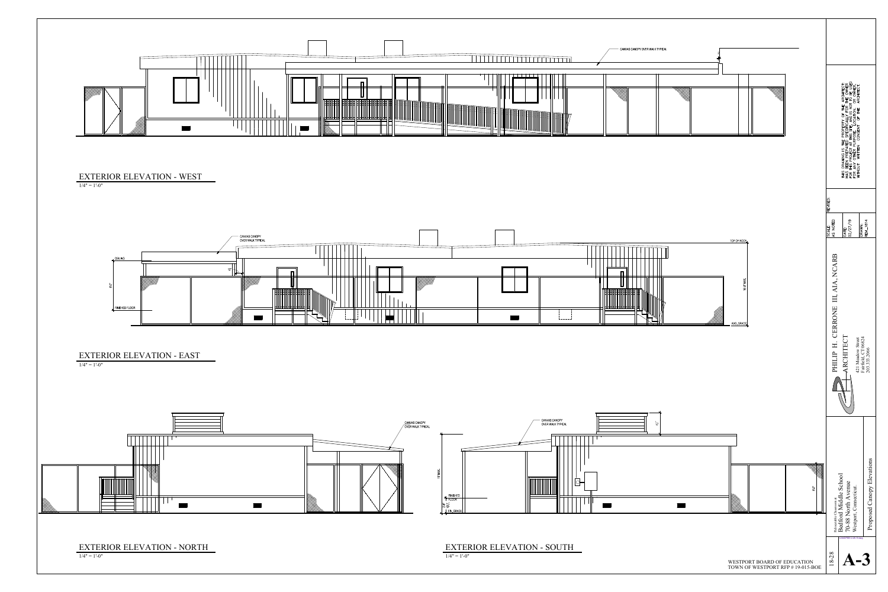CANVAS CANOPY OVER WALK TYPICAL

## EXTERIOR ELEVATION - WEST

1/4" = 1'-0"

CANVAS CANOPY OVER WALK TYPICAL

CEILING

TOP OF ROOF

FINISHED FLOOR

AVG. GRADE

## EXTERIOR ELEVATION - EAST

1/4" = 1'-0"

CANVAS CANOPY OVER WALK TYPICAL

## EXTERIOR ELEVATION - NORTH

1/4" = 1'-0"

CANVAS CANOPY OVER WALK TYPICAL

FINISHED FLOOR

FIN. GRADE

## EXTERIOR ELEVATION - SOUTH

1/4" = 1'-0"

WESTPORT BOARD OF EDUCATION
TOWN OF WESTPORT RFP # 19-015-BOE

THIS DRAWING IS THE PROPERTY OF THE ARCHITECT. HAS BEEN PREPARED SPECIFICALLY FOR THE OWNER FOR THIS PROJECT AT THIS SITE, AND IS NOT TO BE USED FOR ANY OTHER PURPOSE OR LOCATION WITHOUT WRITTEN CONSENT OF THE ARCHITECT.

REVISED:

SCALE: AS NOTED

DATE: 02/27/19

DRAWN: REM_1814

PHILIP H. CERRONE III, AIA, NCARB
ARCHITECT
421 Meadow Street
Fairfield, CT 06824
203 333 2066

Relocatable Classroom at
Bedford Middle School
70-88 North Avenue
Westport, Connecticut.

Proposed Canopy Elevations

18-28

A-3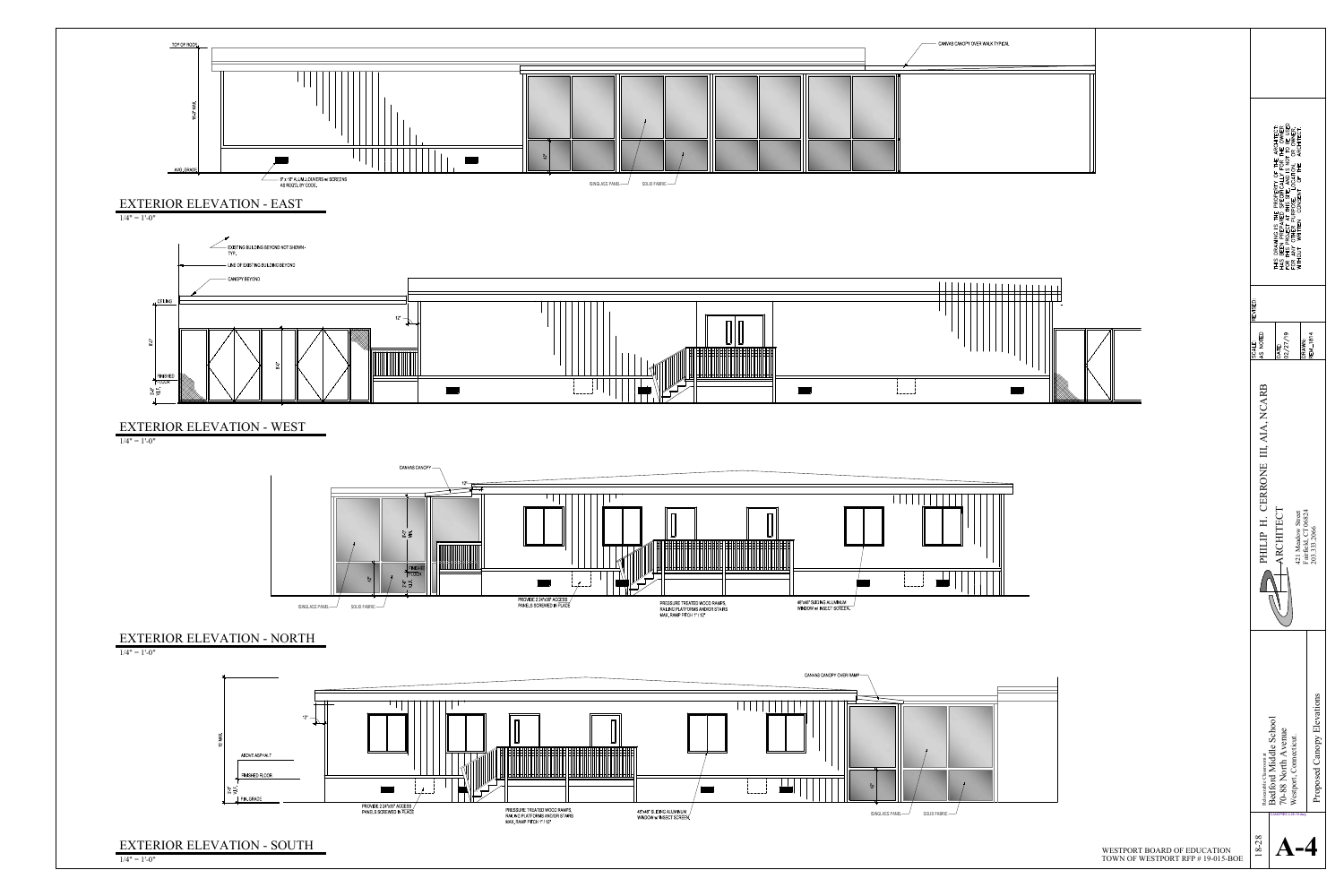## EXTERIOR ELEVATION - EAST

1/4" = 1'-0"

TOP OF ROOF

16'-0" MAX.

AVG. GRADE

8" x 16" ALUM. LOUVERS w/ SCREENS AS REQ'D. BY CODE.

CANVAS CANOPY OVER WALK TYPICAL

ISINGLASS PANEL

SOLID FABRIC

## EXTERIOR ELEVATION - WEST

1/4" = 1'-0"

EXISTING BUILDING BEYOND NOT SHOWN - TYP.

LINE OF EXISTING BUILDING BEYOND

CANOPY BEYOND

CEILING

FINISHED FLOOR

## EXTERIOR ELEVATION - NORTH

1/4" = 1'-0"

CANVAS CANOPY

FINISHED FLOOR

ISINGLASS PANEL

SOLID FABRIC

PROVIDE 2 24"x30" ACCESS PANELS SCREWED IN PLACE

PRESSURE TREATED WOOD RAMPS, RAILING PLATFORMS AND/OR STAIRS MAX. RAMP PITCH 1" / 12"

48"x48" SLIDING ALUMINUM WINDOW w/ INSECT SCREEN.

## EXTERIOR ELEVATION - SOUTH

1/4" = 1'-0"

CANVAS CANOPY OVER RAMP

16' MAX.

ABOVE ASPHALT

FINISHED FLOOR

FIN. GRADE

PROVIDE 2 24"x30" ACCESS PANELS SCREWED IN PLACE

PRESSURE TREATED WOOD RAMPS, RAILING PLATFORMS AND/OR STAIRS MAX. RAMP PITCH 1" / 12"

48"x48" SLIDING ALUMINUM WINDOW w/ INSECT SCREEN.

ISINGLASS PANEL

SOLID FABRIC

WESTPORT BOARD OF EDUCATION
TOWN OF WESTPORT RFP # 19-015-BOE

THIS DRAWING IS THE PROPERTY OF THE ARCHITECT. HAS BEEN PREPARED SPECIFICALLY FOR THE OWNER FOR THIS PROJECT AT THIS SITE, AND IS NOT TO BE USED FOR ANY OTHER PURPOSE, LOCATION, OR OWNER, WITHOUT WRITTEN CONSENT OF THE ARCHITECT.

SCALE: AS NOTED

DATE: 02/27/19

DRAWN: REM_1814

REVISED:

PHILIP H. CERRONE III, AIA, NCARB
ARCHITECT
421 Meadow Street
Fairfield, CT 06824
203 333 2066

Relocatable Classroom at
Bedford Middle School
70-88 North Avenue
Westport, Connecticut.

Proposed Canopy Elevations

18-28

A-4